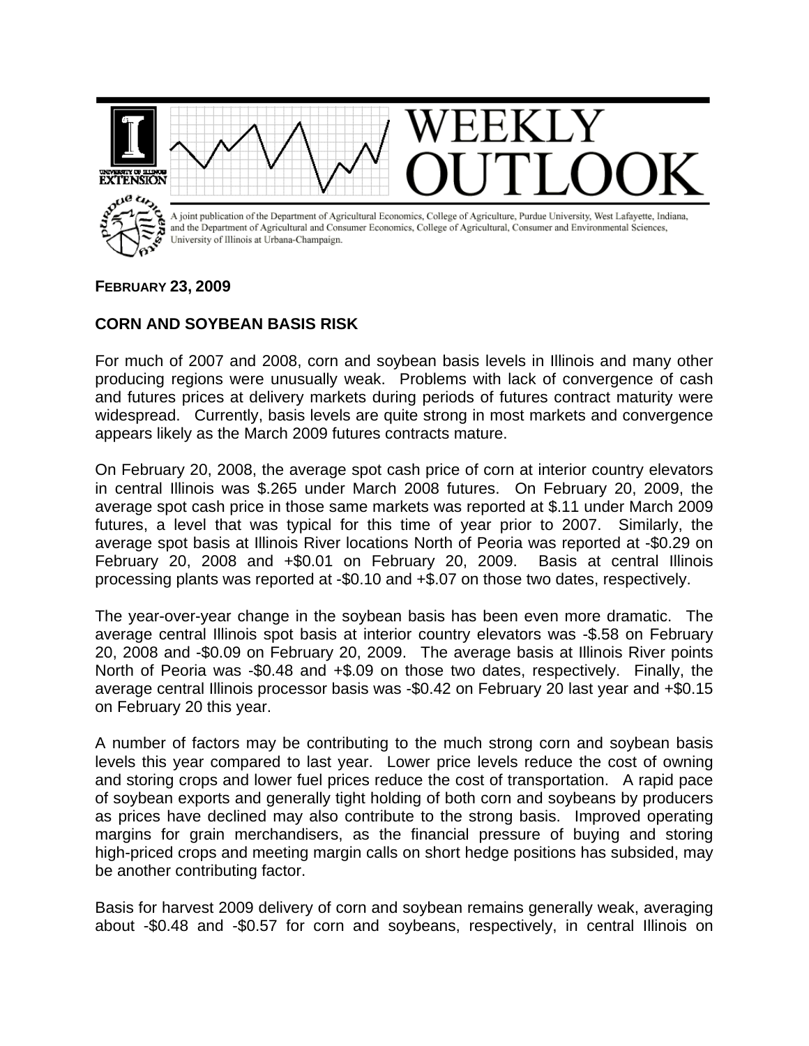# WEEKLY OUTLOOK

A joint publication of the Department of Agricultural Economics, College of Agriculture, Purdue University, West Lafayette, Indiana, and the Department of Agricultural and Consumer Economics, College of Agricultural, Consumer and Environmental Sciences, University of Illinois at Urbana-Champaign.

**FEBRUARY 23, 2009**

## CORN AND SOYBEAN BASIS RISK

For much of 2007 and 2008, corn and soybean basis levels in Illinois and many other producing regions were unusually weak. Problems with lack of convergence of cash and futures prices at delivery markets during periods of futures contract maturity were widespread. Currently, basis levels are quite strong in most markets and convergence appears likely as the March 2009 futures contracts mature.

On February 20, 2008, the average spot cash price of corn at interior country elevators in central Illinois was $.265 under March 2008 futures. On February 20, 2009, the average spot cash price in those same markets was reported at $.11 under March 2009 futures, a level that was typical for this time of year prior to 2007. Similarly, the average spot basis at Illinois River locations North of Peoria was reported at -$0.29 on February 20, 2008 and +$0.01 on February 20, 2009. Basis at central Illinois processing plants was reported at -$0.10 and +$.07 on those two dates, respectively.

The year-over-year change in the soybean basis has been even more dramatic. The average central Illinois spot basis at interior country elevators was -$.58 on February 20, 2008 and -$0.09 on February 20, 2009. The average basis at Illinois River points North of Peoria was -$0.48 and +$.09 on those two dates, respectively. Finally, the average central Illinois processor basis was -$0.42 on February 20 last year and +$0.15 on February 20 this year.

A number of factors may be contributing to the much strong corn and soybean basis levels this year compared to last year. Lower price levels reduce the cost of owning and storing crops and lower fuel prices reduce the cost of transportation. A rapid pace of soybean exports and generally tight holding of both corn and soybeans by producers as prices have declined may also contribute to the strong basis. Improved operating margins for grain merchandisers, as the financial pressure of buying and storing high-priced crops and meeting margin calls on short hedge positions has subsided, may be another contributing factor.

Basis for harvest 2009 delivery of corn and soybean remains generally weak, averaging about -$0.48 and -$0.57 for corn and soybeans, respectively, in central Illinois on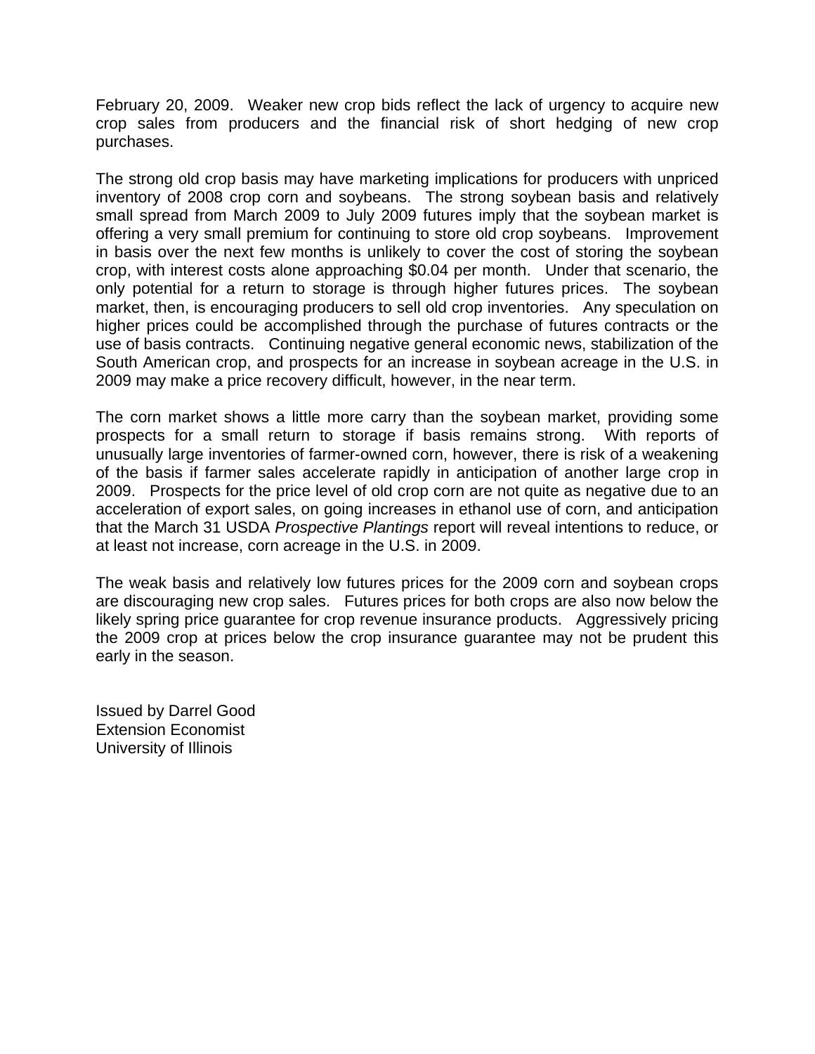February 20, 2009. Weaker new crop bids reflect the lack of urgency to acquire new crop sales from producers and the financial risk of short hedging of new crop purchases.

The strong old crop basis may have marketing implications for producers with unpriced inventory of 2008 crop corn and soybeans. The strong soybean basis and relatively small spread from March 2009 to July 2009 futures imply that the soybean market is offering a very small premium for continuing to store old crop soybeans. Improvement in basis over the next few months is unlikely to cover the cost of storing the soybean crop, with interest costs alone approaching $0.04 per month. Under that scenario, the only potential for a return to storage is through higher futures prices. The soybean market, then, is encouraging producers to sell old crop inventories. Any speculation on higher prices could be accomplished through the purchase of futures contracts or the use of basis contracts. Continuing negative general economic news, stabilization of the South American crop, and prospects for an increase in soybean acreage in the U.S. in 2009 may make a price recovery difficult, however, in the near term.

The corn market shows a little more carry than the soybean market, providing some prospects for a small return to storage if basis remains strong. With reports of unusually large inventories of farmer-owned corn, however, there is risk of a weakening of the basis if farmer sales accelerate rapidly in anticipation of another large crop in 2009. Prospects for the price level of old crop corn are not quite as negative due to an acceleration of export sales, on going increases in ethanol use of corn, and anticipation that the March 31 USDA *Prospective Plantings* report will reveal intentions to reduce, or at least not increase, corn acreage in the U.S. in 2009.

The weak basis and relatively low futures prices for the 2009 corn and soybean crops are discouraging new crop sales. Futures prices for both crops are also now below the likely spring price guarantee for crop revenue insurance products. Aggressively pricing the 2009 crop at prices below the crop insurance guarantee may not be prudent this early in the season.

Issued by Darrel Good
Extension Economist
University of Illinois